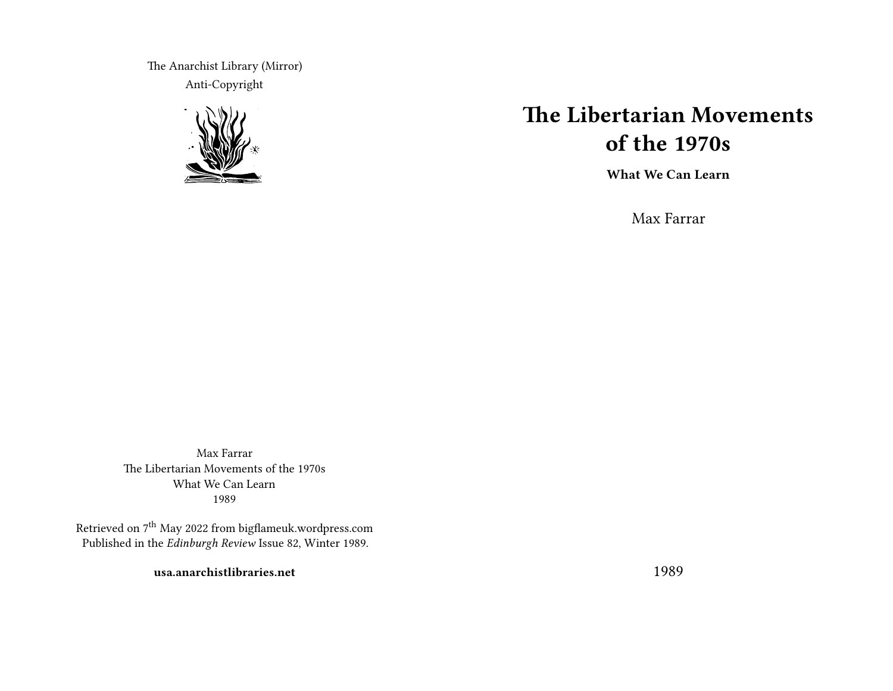The Anarchist Library (Mirror)
Anti-Copyright

# The Libertarian Movements of the 1970s

**What We Can Learn**

Max Farrar

1989

Max Farrar
The Libertarian Movements of the 1970s
What We Can Learn
1989

Retrieved on 7th May 2022 from bigflameuk.wordpress.com
Published in the *Edinburgh Review* Issue 82, Winter 1989.

**usa.anarchistlibraries.net**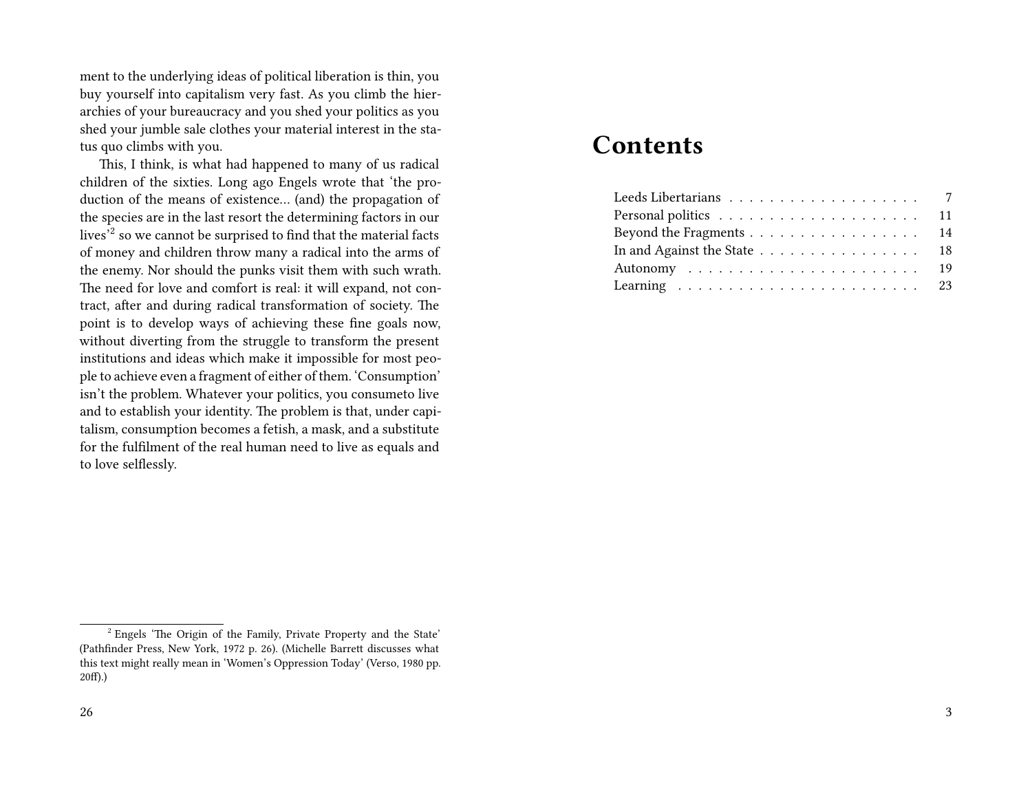ment to the underlying ideas of political liberation is thin, you buy yourself into capitalism very fast. As you climb the hierarchies of your bureaucracy and you shed your politics as you shed your jumble sale clothes your material interest in the status quo climbs with you.

This, I think, is what had happened to many of us radical children of the sixties. Long ago Engels wrote that 'the production of the means of existence… (and) the propagation of the species are in the last resort the determining factors in our lives'[2] so we cannot be surprised to find that the material facts of money and children throw many a radical into the arms of the enemy. Nor should the punks visit them with such wrath. The need for love and comfort is real: it will expand, not contract, after and during radical transformation of society. The point is to develop ways of achieving these fine goals now, without diverting from the struggle to transform the present institutions and ideas which make it impossible for most people to achieve even a fragment of either of them. 'Consumption' isn't the problem. Whatever your politics, you consumeto live and to establish your identity. The problem is that, under capitalism, consumption becomes a fetish, a mask, and a substitute for the fulfilment of the real human need to live as equals and to love selflessly.

[2] Engels 'The Origin of the Family, Private Property and the State' (Pathfinder Press, New York, 1972 p. 26). (Michelle Barrett discusses what this text might really mean in 'Women's Oppression Today' (Verso, 1980 pp. 20ff).)

# Contents

- Leeds Libertarians . . . 7
- Personal politics . . . 11
- Beyond the Fragments . . . 14
- In and Against the State . . . 18
- Autonomy . . . 19
- Learning . . . 23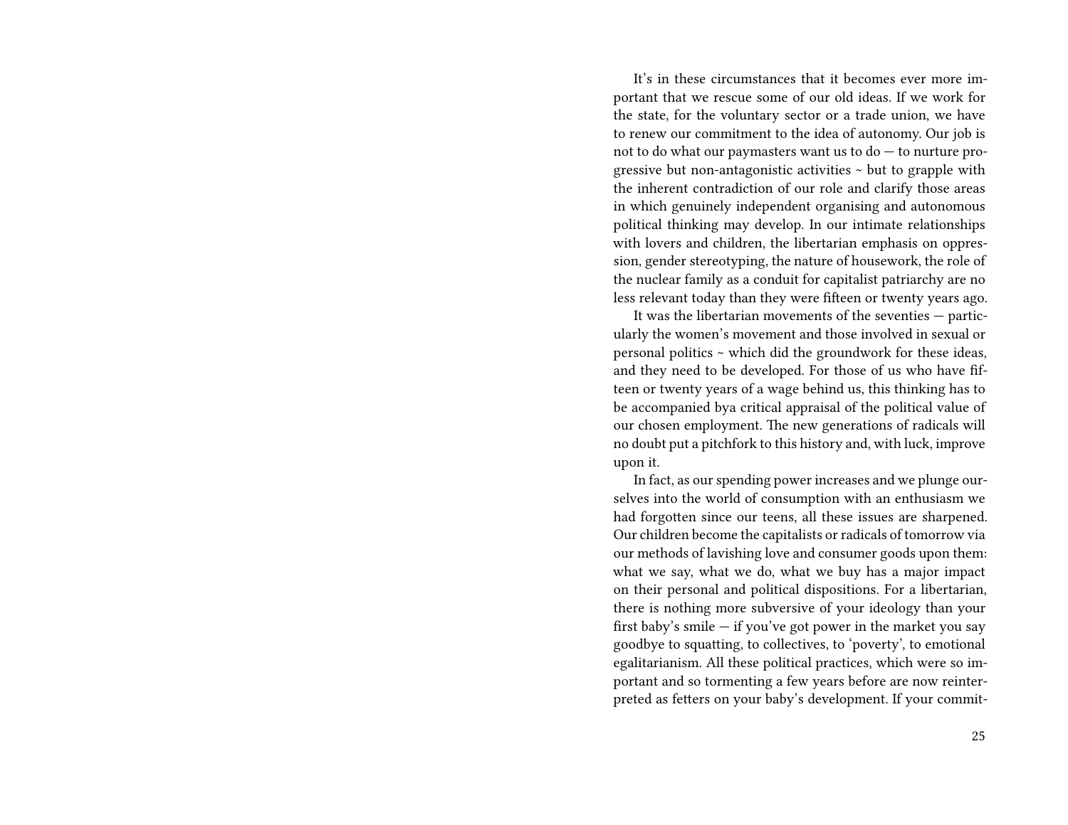It's in these circumstances that it becomes ever more important that we rescue some of our old ideas. If we work for the state, for the voluntary sector or a trade union, we have to renew our commitment to the idea of autonomy. Our job is not to do what our paymasters want us to do — to nurture progressive but non-antagonistic activities ~ but to grapple with the inherent contradiction of our role and clarify those areas in which genuinely independent organising and autonomous political thinking may develop. In our intimate relationships with lovers and children, the libertarian emphasis on oppression, gender stereotyping, the nature of housework, the role of the nuclear family as a conduit for capitalist patriarchy are no less relevant today than they were fifteen or twenty years ago.

It was the libertarian movements of the seventies — particularly the women's movement and those involved in sexual or personal politics ~ which did the groundwork for these ideas, and they need to be developed. For those of us who have fifteen or twenty years of a wage behind us, this thinking has to be accompanied bya critical appraisal of the political value of our chosen employment. The new generations of radicals will no doubt put a pitchfork to this history and, with luck, improve upon it.

In fact, as our spending power increases and we plunge ourselves into the world of consumption with an enthusiasm we had forgotten since our teens, all these issues are sharpened. Our children become the capitalists or radicals of tomorrow via our methods of lavishing love and consumer goods upon them: what we say, what we do, what we buy has a major impact on their personal and political dispositions. For a libertarian, there is nothing more subversive of your ideology than your first baby's smile — if you've got power in the market you say goodbye to squatting, to collectives, to 'poverty', to emotional egalitarianism. All these political practices, which were so important and so tormenting a few years before are now reinterpreted as fetters on your baby's development. If your commit-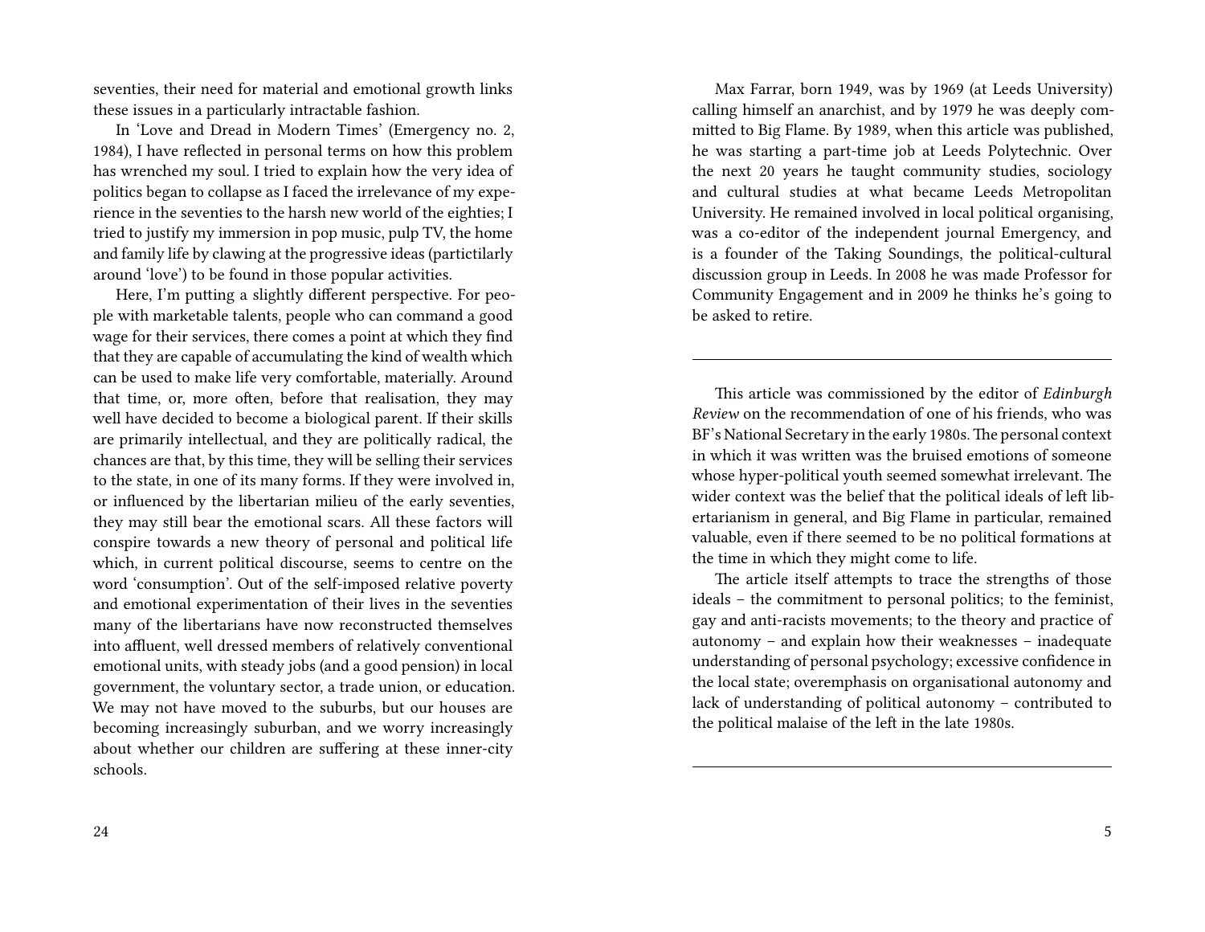seventies, their need for material and emotional growth links these issues in a particularly intractable fashion.

In 'Love and Dread in Modern Times' (Emergency no. 2, 1984), I have reflected in personal terms on how this problem has wrenched my soul. I tried to explain how the very idea of politics began to collapse as I faced the irrelevance of my experience in the seventies to the harsh new world of the eighties; I tried to justify my immersion in pop music, pulp TV, the home and family life by clawing at the progressive ideas (partictilarly around 'love') to be found in those popular activities.

Here, I'm putting a slightly different perspective. For people with marketable talents, people who can command a good wage for their services, there comes a point at which they find that they are capable of accumulating the kind of wealth which can be used to make life very comfortable, materially. Around that time, or, more often, before that realisation, they may well have decided to become a biological parent. If their skills are primarily intellectual, and they are politically radical, the chances are that, by this time, they will be selling their services to the state, in one of its many forms. If they were involved in, or influenced by the libertarian milieu of the early seventies, they may still bear the emotional scars. All these factors will conspire towards a new theory of personal and political life which, in current political discourse, seems to centre on the word 'consumption'. Out of the self-imposed relative poverty and emotional experimentation of their lives in the seventies many of the libertarians have now reconstructed themselves into affluent, well dressed members of relatively conventional emotional units, with steady jobs (and a good pension) in local government, the voluntary sector, a trade union, or education. We may not have moved to the suburbs, but our houses are becoming increasingly suburban, and we worry increasingly about whether our children are suffering at these inner-city schools.

Max Farrar, born 1949, was by 1969 (at Leeds University) calling himself an anarchist, and by 1979 he was deeply committed to Big Flame. By 1989, when this article was published, he was starting a part-time job at Leeds Polytechnic. Over the next 20 years he taught community studies, sociology and cultural studies at what became Leeds Metropolitan University. He remained involved in local political organising, was a co-editor of the independent journal Emergency, and is a founder of the Taking Soundings, the political-cultural discussion group in Leeds. In 2008 he was made Professor for Community Engagement and in 2009 he thinks he's going to be asked to retire.

---

This article was commissioned by the editor of *Edinburgh Review* on the recommendation of one of his friends, who was BF's National Secretary in the early 1980s. The personal context in which it was written was the bruised emotions of someone whose hyper-political youth seemed somewhat irrelevant. The wider context was the belief that the political ideals of left libertarianism in general, and Big Flame in particular, remained valuable, even if there seemed to be no political formations at the time in which they might come to life.

The article itself attempts to trace the strengths of those ideals – the commitment to personal politics; to the feminist, gay and anti-racists movements; to the theory and practice of autonomy – and explain how their weaknesses – inadequate understanding of personal psychology; excessive confidence in the local state; overemphasis on organisational autonomy and lack of understanding of political autonomy – contributed to the political malaise of the left in the late 1980s.

---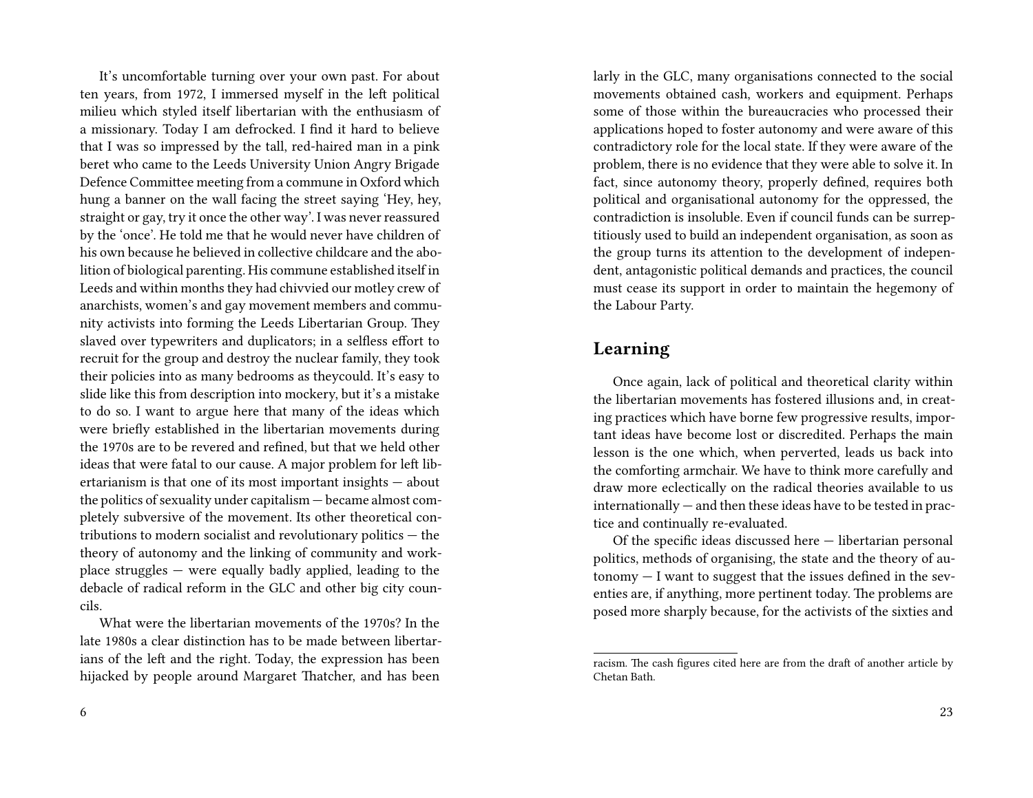It's uncomfortable turning over your own past. For about ten years, from 1972, I immersed myself in the left political milieu which styled itself libertarian with the enthusiasm of a missionary. Today I am defrocked. I find it hard to believe that I was so impressed by the tall, red-haired man in a pink beret who came to the Leeds University Union Angry Brigade Defence Committee meeting from a commune in Oxford which hung a banner on the wall facing the street saying 'Hey, hey, straight or gay, try it once the other way'. I was never reassured by the 'once'. He told me that he would never have children of his own because he believed in collective childcare and the abolition of biological parenting. His commune established itself in Leeds and within months they had chivvied our motley crew of anarchists, women's and gay movement members and community activists into forming the Leeds Libertarian Group. They slaved over typewriters and duplicators; in a selfless effort to recruit for the group and destroy the nuclear family, they took their policies into as many bedrooms as theycould. It's easy to slide like this from description into mockery, but it's a mistake to do so. I want to argue here that many of the ideas which were briefly established in the libertarian movements during the 1970s are to be revered and refined, but that we held other ideas that were fatal to our cause. A major problem for left libertarianism is that one of its most important insights — about the politics of sexuality under capitalism — became almost completely subversive of the movement. Its other theoretical contributions to modern socialist and revolutionary politics — the theory of autonomy and the linking of community and workplace struggles — were equally badly applied, leading to the debacle of radical reform in the GLC and other big city councils.

What were the libertarian movements of the 1970s? In the late 1980s a clear distinction has to be made between libertarians of the left and the right. Today, the expression has been hijacked by people around Margaret Thatcher, and has been

larly in the GLC, many organisations connected to the social movements obtained cash, workers and equipment. Perhaps some of those within the bureaucracies who processed their applications hoped to foster autonomy and were aware of this contradictory role for the local state. If they were aware of the problem, there is no evidence that they were able to solve it. In fact, since autonomy theory, properly defined, requires both political and organisational autonomy for the oppressed, the contradiction is insoluble. Even if council funds can be surreptitiously used to build an independent organisation, as soon as the group turns its attention to the development of independent, antagonistic political demands and practices, the council must cease its support in order to maintain the hegemony of the Labour Party.

## Learning

Once again, lack of political and theoretical clarity within the libertarian movements has fostered illusions and, in creating practices which have borne few progressive results, important ideas have become lost or discredited. Perhaps the main lesson is the one which, when perverted, leads us back into the comforting armchair. We have to think more carefully and draw more eclectically on the radical theories available to us internationally — and then these ideas have to be tested in practice and continually re-evaluated.

Of the specific ideas discussed here — libertarian personal politics, methods of organising, the state and the theory of autonomy — I want to suggest that the issues defined in the seventies are, if anything, more pertinent today. The problems are posed more sharply because, for the activists of the sixties and

racism. The cash figures cited here are from the draft of another article by Chetan Bath.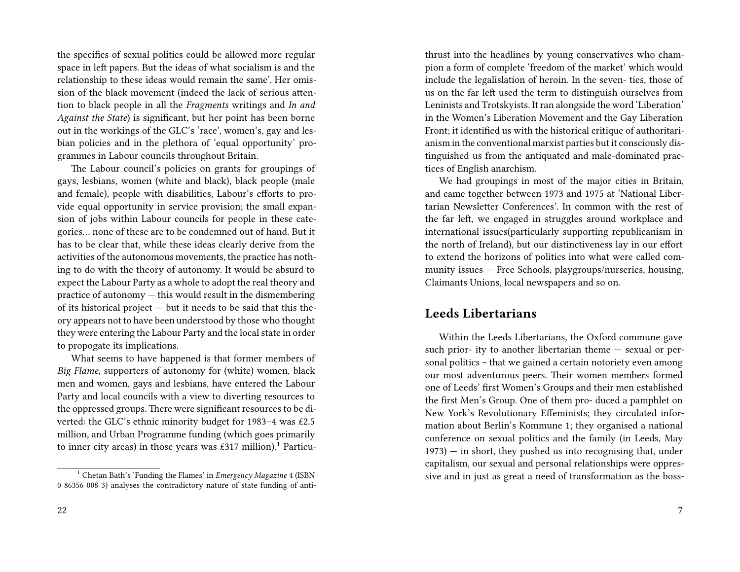the specifics of sexual politics could be allowed more regular space in left papers. But the ideas of what socialism is and the relationship to these ideas would remain the same'. Her omission of the black movement (indeed the lack of serious attention to black people in all the *Fragments* writings and *In and Against the State*) is significant, but her point has been borne out in the workings of the GLC's 'race', women's, gay and lesbian policies and in the plethora of 'equal opportunity' programmes in Labour councils throughout Britain.

The Labour council's policies on grants for groupings of gays, lesbians, women (white and black), black people (male and female), people with disabilities, Labour's efforts to provide equal opportunity in service provision; the small expansion of jobs within Labour councils for people in these categories… none of these are to be condemned out of hand. But it has to be clear that, while these ideas clearly derive from the activities of the autonomous movements, the practice has nothing to do with the theory of autonomy. It would be absurd to expect the Labour Party as a whole to adopt the real theory and practice of autonomy — this would result in the dismembering of its historical project — but it needs to be said that this theory appears not to have been understood by those who thought they were entering the Labour Party and the local state in order to propogate its implications.

What seems to have happened is that former members of *Big Flame*, supporters of autonomy for (white) women, black men and women, gays and lesbians, have entered the Labour Party and local councils with a view to diverting resources to the oppressed groups. There were significant resources to be diverted: the GLC's ethnic minority budget for 1983–4 was £2.5 million, and Urban Programme funding (which goes primarily to inner city areas) in those years was £317 million).[1] Particu-

[1] Chetan Bath's 'Funding the Flames' in *Emergency Magazine* 4 (ISBN 0 86356 008 3) analyses the contradictory nature of state funding of anti-

thrust into the headlines by young conservatives who champion a form of complete 'freedom of the market' which would include the legalislation of heroin. In the seven- ties, those of us on the far left used the term to distinguish ourselves from Leninists and Trotskyists. It ran alongside the word 'Liberation' in the Women's Liberation Movement and the Gay Liberation Front; it identified us with the historical critique of authoritarianism in the conventional marxist parties but it consciously distinguished us from the antiquated and male-dominated practices of English anarchism.

We had groupings in most of the major cities in Britain, and came together between 1973 and 1975 at 'National Libertarian Newsletter Conferences'. In common with the rest of the far left, we engaged in struggles around workplace and international issues(particularly supporting republicanism in the north of Ireland), but our distinctiveness lay in our effort to extend the horizons of politics into what were called community issues — Free Schools, playgroups/nurseries, housing, Claimants Unions, local newspapers and so on.

## Leeds Libertarians

Within the Leeds Libertarians, the Oxford commune gave such prior- ity to another libertarian theme — sexual or personal politics ~ that we gained a certain notoriety even among our most adventurous peers. Their women members formed one of Leeds' first Women's Groups and their men established the first Men's Group. One of them pro- duced a pamphlet on New York's Revolutionary Effeminists; they circulated information about Berlin's Kommune 1; they organised a national conference on sexual politics and the family (in Leeds, May 1973) — in short, they pushed us into recognising that, under capitalism, our sexual and personal relationships were oppressive and in just as great a need of transformation as the boss-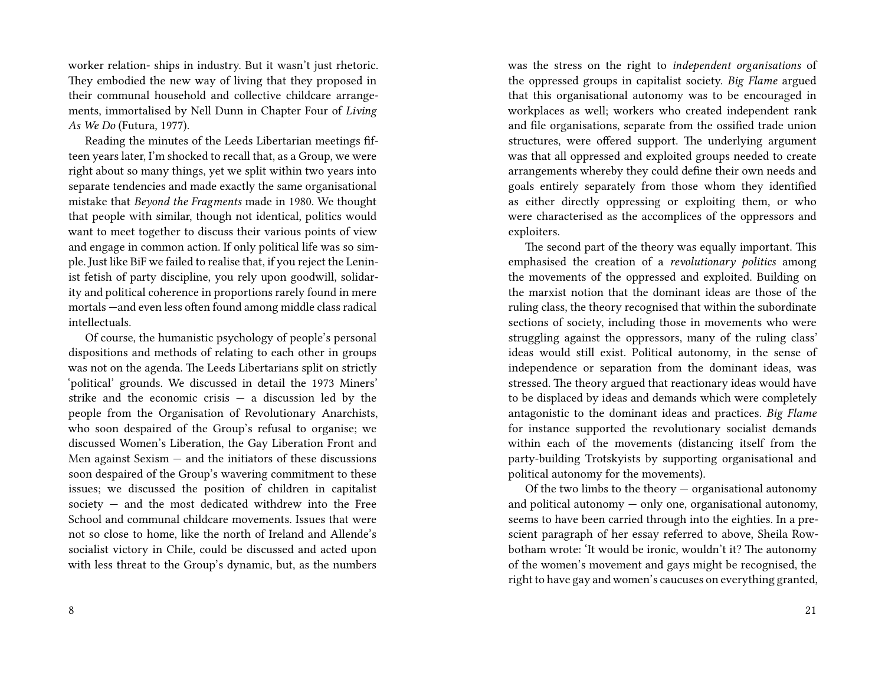worker relation- ships in industry. But it wasn't just rhetoric. They embodied the new way of living that they proposed in their communal household and collective childcare arrangements, immortalised by Nell Dunn in Chapter Four of *Living As We Do* (Futura, 1977).

Reading the minutes of the Leeds Libertarian meetings fifteen years later, I'm shocked to recall that, as a Group, we were right about so many things, yet we split within two years into separate tendencies and made exactly the same organisational mistake that *Beyond the Fragments* made in 1980. We thought that people with similar, though not identical, politics would want to meet together to discuss their various points of view and engage in common action. If only political life was so simple. Just like BiF we failed to realise that, if you reject the Leninist fetish of party discipline, you rely upon goodwill, solidarity and political coherence in proportions rarely found in mere mortals —and even less often found among middle class radical intellectuals.

Of course, the humanistic psychology of people's personal dispositions and methods of relating to each other in groups was not on the agenda. The Leeds Libertarians split on strictly 'political' grounds. We discussed in detail the 1973 Miners' strike and the economic crisis — a discussion led by the people from the Organisation of Revolutionary Anarchists, who soon despaired of the Group's refusal to organise; we discussed Women's Liberation, the Gay Liberation Front and Men against Sexism — and the initiators of these discussions soon despaired of the Group's wavering commitment to these issues; we discussed the position of children in capitalist society — and the most dedicated withdrew into the Free School and communal childcare movements. Issues that were not so close to home, like the north of Ireland and Allende's socialist victory in Chile, could be discussed and acted upon with less threat to the Group's dynamic, but, as the numbers

was the stress on the right to *independent organisations* of the oppressed groups in capitalist society. *Big Flame* argued that this organisational autonomy was to be encouraged in workplaces as well; workers who created independent rank and file organisations, separate from the ossified trade union structures, were offered support. The underlying argument was that all oppressed and exploited groups needed to create arrangements whereby they could define their own needs and goals entirely separately from those whom they identified as either directly oppressing or exploiting them, or who were characterised as the accomplices of the oppressors and exploiters.

The second part of the theory was equally important. This emphasised the creation of a *revolutionary politics* among the movements of the oppressed and exploited. Building on the marxist notion that the dominant ideas are those of the ruling class, the theory recognised that within the subordinate sections of society, including those in movements who were struggling against the oppressors, many of the ruling class' ideas would still exist. Political autonomy, in the sense of independence or separation from the dominant ideas, was stressed. The theory argued that reactionary ideas would have to be displaced by ideas and demands which were completely antagonistic to the dominant ideas and practices. *Big Flame* for instance supported the revolutionary socialist demands within each of the movements (distancing itself from the party-building Trotskyists by supporting organisational and political autonomy for the movements).

Of the two limbs to the theory — organisational autonomy and political autonomy — only one, organisational autonomy, seems to have been carried through into the eighties. In a prescient paragraph of her essay referred to above, Sheila Rowbotham wrote: 'It would be ironic, wouldn't it? The autonomy of the women's movement and gays might be recognised, the right to have gay and women's caucuses on everything granted,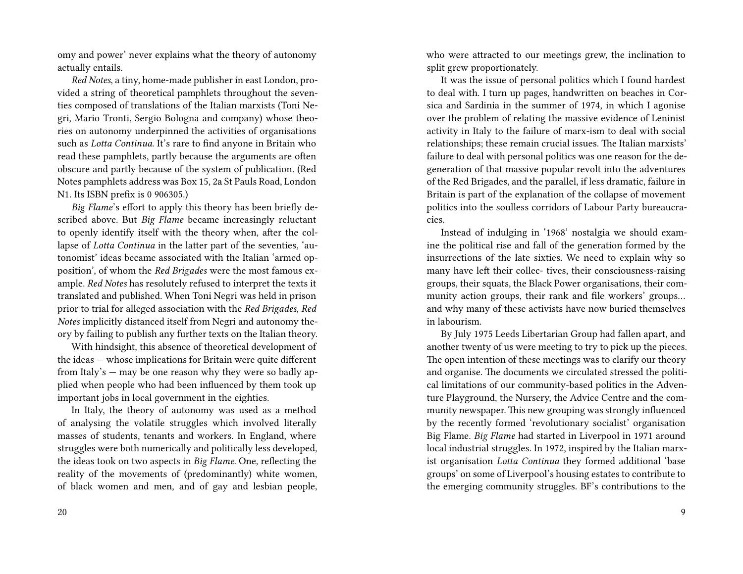omy and power' never explains what the theory of autonomy actually entails.

*Red Notes*, a tiny, home-made publisher in east London, provided a string of theoretical pamphlets throughout the seventies composed of translations of the Italian marxists (Toni Negri, Mario Tronti, Sergio Bologna and company) whose theories on autonomy underpinned the activities of organisations such as *Lotta Continua*. It's rare to find anyone in Britain who read these pamphlets, partly because the arguments are often obscure and partly because of the system of publication. (Red Notes pamphlets address was Box 15, 2a St Pauls Road, London N1. Its ISBN prefix is 0 906305.)

*Big Flame*'s effort to apply this theory has been briefly described above. But *Big Flame* became increasingly reluctant to openly identify itself with the theory when, after the collapse of *Lotta Continua* in the latter part of the seventies, 'autonomist' ideas became associated with the Italian 'armed opposition', of whom the *Red Brigades* were the most famous example. *Red Notes* has resolutely refused to interpret the texts it translated and published. When Toni Negri was held in prison prior to trial for alleged association with the *Red Brigades*, *Red Notes* implicitly distanced itself from Negri and autonomy theory by failing to publish any further texts on the Italian theory.

With hindsight, this absence of theoretical development of the ideas — whose implications for Britain were quite different from Italy's — may be one reason why they were so badly applied when people who had been influenced by them took up important jobs in local government in the eighties.

In Italy, the theory of autonomy was used as a method of analysing the volatile struggles which involved literally masses of students, tenants and workers. In England, where struggles were both numerically and politically less developed, the ideas took on two aspects in *Big Flame*. One, reflecting the reality of the movements of (predominantly) white women, of black women and men, and of gay and lesbian people,

who were attracted to our meetings grew, the inclination to split grew proportionately.

It was the issue of personal politics which I found hardest to deal with. I turn up pages, handwritten on beaches in Corsica and Sardinia in the summer of 1974, in which I agonise over the problem of relating the massive evidence of Leninist activity in Italy to the failure of marx-ism to deal with social relationships; these remain crucial issues. The Italian marxists' failure to deal with personal politics was one reason for the degeneration of that massive popular revolt into the adventures of the Red Brigades, and the parallel, if less dramatic, failure in Britain is part of the explanation of the collapse of movement politics into the soulless corridors of Labour Party bureaucracies.

Instead of indulging in '1968' nostalgia we should examine the political rise and fall of the generation formed by the insurrections of the late sixties. We need to explain why so many have left their collec- tives, their consciousness-raising groups, their squats, the Black Power organisations, their community action groups, their rank and file workers' groups… and why many of these activists have now buried themselves in labourism.

By July 1975 Leeds Libertarian Group had fallen apart, and another twenty of us were meeting to try to pick up the pieces. The open intention of these meetings was to clarify our theory and organise. The documents we circulated stressed the political limitations of our community-based politics in the Adventure Playground, the Nursery, the Advice Centre and the community newspaper. This new grouping was strongly influenced by the recently formed 'revolutionary socialist' organisation Big Flame. *Big Flame* had started in Liverpool in 1971 around local industrial struggles. In 1972, inspired by the Italian marxist organisation *Lotta Continua* they formed additional 'base groups' on some of Liverpool's housing estates to contribute to the emerging community struggles. BF's contributions to the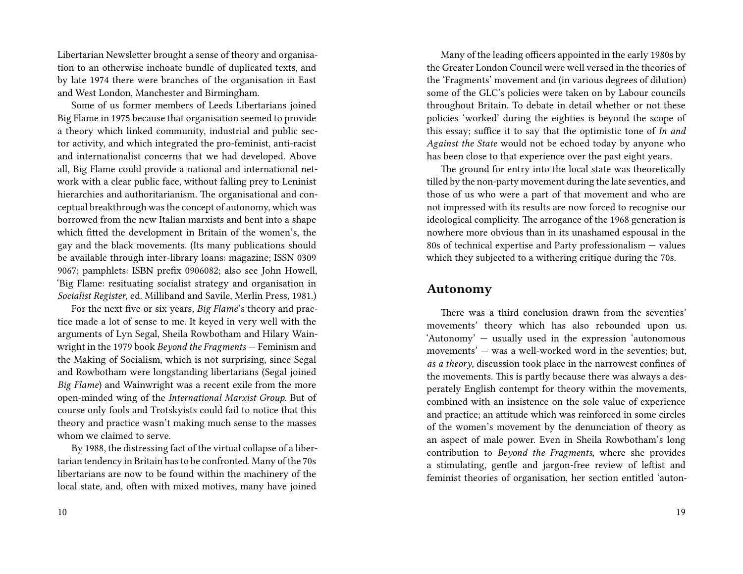Libertarian Newsletter brought a sense of theory and organisation to an otherwise inchoate bundle of duplicated texts, and by late 1974 there were branches of the organisation in East and West London, Manchester and Birmingham.

Some of us former members of Leeds Libertarians joined Big Flame in 1975 because that organisation seemed to provide a theory which linked community, industrial and public sector activity, and which integrated the pro-feminist, anti-racist and internationalist concerns that we had developed. Above all, Big Flame could provide a national and international network with a clear public face, without falling prey to Leninist hierarchies and authoritarianism. The organisational and conceptual breakthrough was the concept of autonomy, which was borrowed from the new Italian marxists and bent into a shape which fitted the development in Britain of the women's, the gay and the black movements. (Its many publications should be available through inter-library loans: magazine; ISSN 0309 9067; pamphlets: ISBN prefix 0906082; also see John Howell, 'Big Flame: resituating socialist strategy and organisation in *Socialist Register*, ed. Milliband and Savile, Merlin Press, 1981.)

For the next five or six years, *Big Flame*'s theory and practice made a lot of sense to me. It keyed in very well with the arguments of Lyn Segal, Sheila Rowbotham and Hilary Wainwright in the 1979 book *Beyond the Fragments* — Feminism and the Making of Socialism, which is not surprising, since Segal and Rowbotham were longstanding libertarians (Segal joined *Big Flame*) and Wainwright was a recent exile from the more open-minded wing of the *International Marxist Group.* But of course only fools and Trotskyists could fail to notice that this theory and practice wasn't making much sense to the masses whom we claimed to serve.

By 1988, the distressing fact of the virtual collapse of a libertarian tendency in Britain has to be confronted. Many of the 70s libertarians are now to be found within the machinery of the local state, and, often with mixed motives, many have joined

Many of the leading officers appointed in the early 1980s by the Greater London Council were well versed in the theories of the 'Fragments' movement and (in various degrees of dilution) some of the GLC's policies were taken on by Labour councils throughout Britain. To debate in detail whether or not these policies 'worked' during the eighties is beyond the scope of this essay; suffice it to say that the optimistic tone of *In and Against the State* would not be echoed today by anyone who has been close to that experience over the past eight years.

The ground for entry into the local state was theoretically tilled by the non-party movement during the late seventies, and those of us who were a part of that movement and who are not impressed with its results are now forced to recognise our ideological complicity. The arrogance of the 1968 generation is nowhere more obvious than in its unashamed espousal in the 80s of technical expertise and Party professionalism — values which they subjected to a withering critique during the 70s.

## Autonomy

There was a third conclusion drawn from the seventies' movements' theory which has also rebounded upon us. 'Autonomy' — usually used in the expression 'autonomous movements' — was a well-worked word in the seventies; but, *as a theory*, discussion took place in the narrowest confines of the movements. This is partly because there was always a desperately English contempt for theory within the movements, combined with an insistence on the sole value of experience and practice; an attitude which was reinforced in some circles of the women's movement by the denunciation of theory as an aspect of male power. Even in Sheila Rowbotham's long contribution to *Beyond the Fragments*, where she provides a stimulating, gentle and jargon-free review of leftist and feminist theories of organisation, her section entitled 'auton-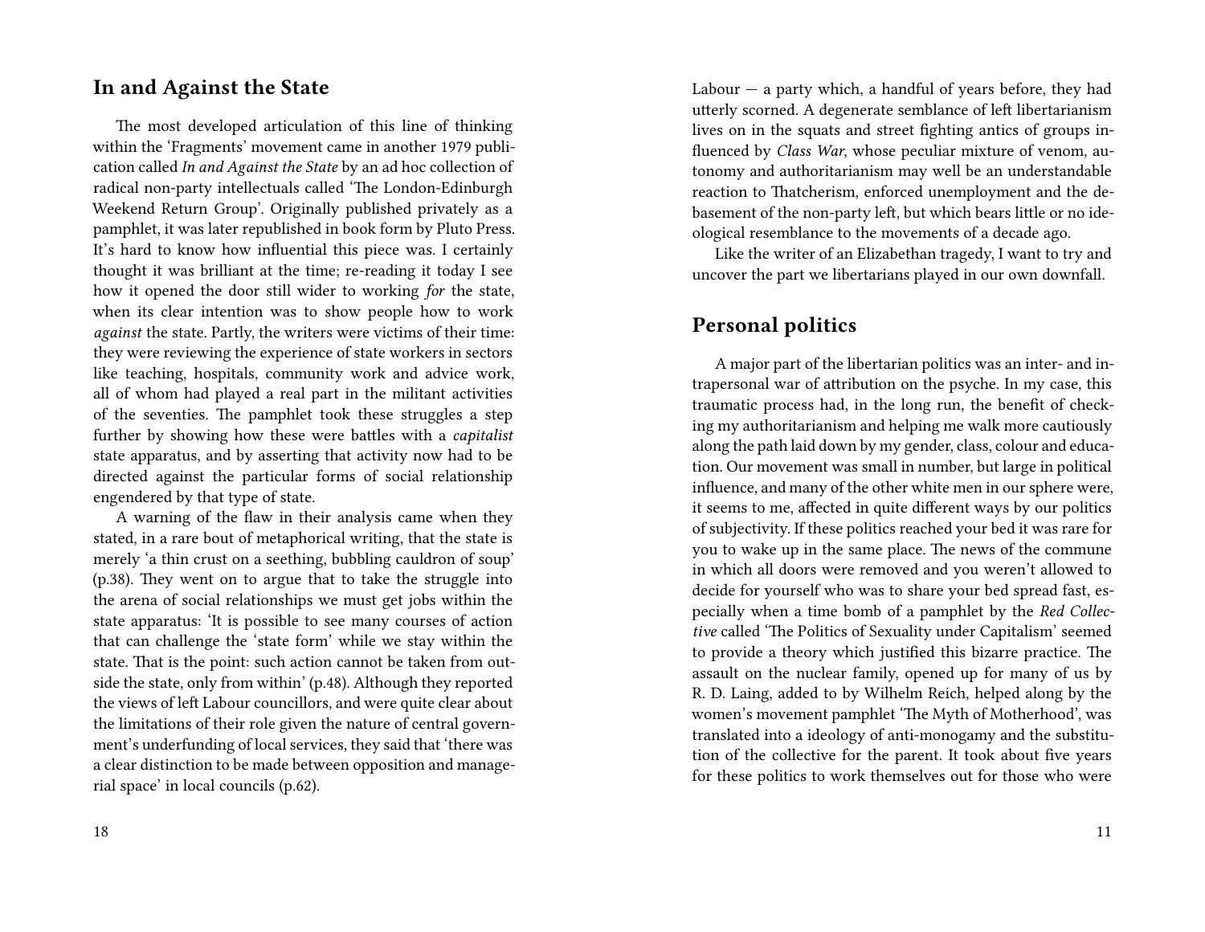## In and Against the State

The most developed articulation of this line of thinking within the 'Fragments' movement came in another 1979 publication called *In and Against the State* by an ad hoc collection of radical non-party intellectuals called 'The London-Edinburgh Weekend Return Group'. Originally published privately as a pamphlet, it was later republished in book form by Pluto Press. It's hard to know how influential this piece was. I certainly thought it was brilliant at the time; re-reading it today I see how it opened the door still wider to working *for* the state, when its clear intention was to show people how to work *against* the state. Partly, the writers were victims of their time: they were reviewing the experience of state workers in sectors like teaching, hospitals, community work and advice work, all of whom had played a real part in the militant activities of the seventies. The pamphlet took these struggles a step further by showing how these were battles with a *capitalist* state apparatus, and by asserting that activity now had to be directed against the particular forms of social relationship engendered by that type of state.

A warning of the flaw in their analysis came when they stated, in a rare bout of metaphorical writing, that the state is merely 'a thin crust on a seething, bubbling cauldron of soup' (p.38). They went on to argue that to take the struggle into the arena of social relationships we must get jobs within the state apparatus: 'It is possible to see many courses of action that can challenge the 'state form' while we stay within the state. That is the point: such action cannot be taken from outside the state, only from within' (p.48). Although they reported the views of left Labour councillors, and were quite clear about the limitations of their role given the nature of central government's underfunding of local services, they said that 'there was a clear distinction to be made between opposition and managerial space' in local councils (p.62).

Labour — a party which, a handful of years before, they had utterly scorned. A degenerate semblance of left libertarianism lives on in the squats and street fighting antics of groups influenced by *Class War*, whose peculiar mixture of venom, autonomy and authoritarianism may well be an understandable reaction to Thatcherism, enforced unemployment and the debasement of the non-party left, but which bears little or no ideological resemblance to the movements of a decade ago.

Like the writer of an Elizabethan tragedy, I want to try and uncover the part we libertarians played in our own downfall.

## Personal politics

A major part of the libertarian politics was an inter- and intrapersonal war of attribution on the psyche. In my case, this traumatic process had, in the long run, the benefit of checking my authoritarianism and helping me walk more cautiously along the path laid down by my gender, class, colour and education. Our movement was small in number, but large in political influence, and many of the other white men in our sphere were, it seems to me, affected in quite different ways by our politics of subjectivity. If these politics reached your bed it was rare for you to wake up in the same place. The news of the commune in which all doors were removed and you weren't allowed to decide for yourself who was to share your bed spread fast, especially when a time bomb of a pamphlet by the *Red Collective* called 'The Politics of Sexuality under Capitalism' seemed to provide a theory which justified this bizarre practice. The assault on the nuclear family, opened up for many of us by R. D. Laing, added to by Wilhelm Reich, helped along by the women's movement pamphlet 'The Myth of Motherhood', was translated into a ideology of anti-monogamy and the substitution of the collective for the parent. It took about five years for these politics to work themselves out for those who were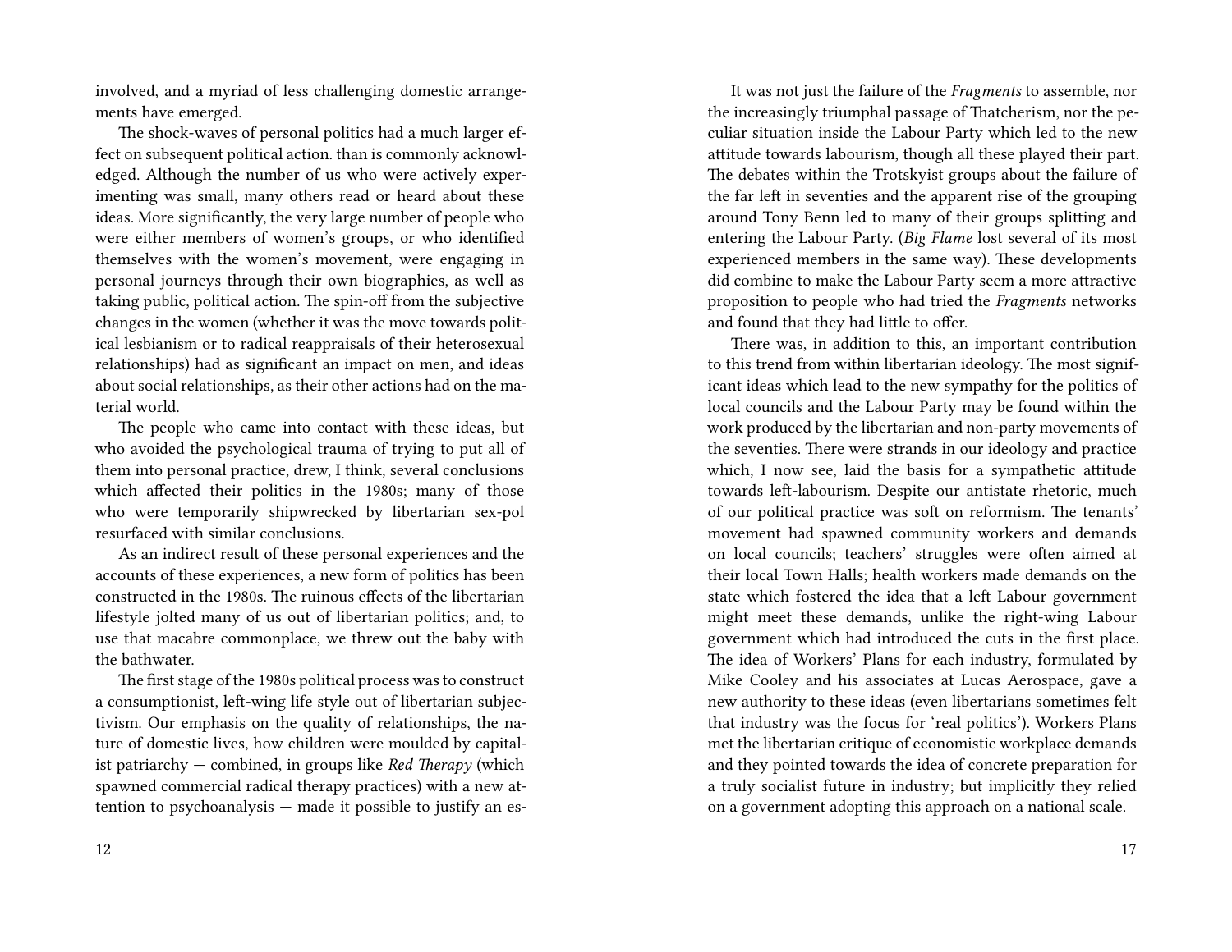involved, and a myriad of less challenging domestic arrangements have emerged.

The shock-waves of personal politics had a much larger effect on subsequent political action. than is commonly acknowledged. Although the number of us who were actively experimenting was small, many others read or heard about these ideas. More significantly, the very large number of people who were either members of women's groups, or who identified themselves with the women's movement, were engaging in personal journeys through their own biographies, as well as taking public, political action. The spin-off from the subjective changes in the women (whether it was the move towards political lesbianism or to radical reappraisals of their heterosexual relationships) had as significant an impact on men, and ideas about social relationships, as their other actions had on the material world.

The people who came into contact with these ideas, but who avoided the psychological trauma of trying to put all of them into personal practice, drew, I think, several conclusions which affected their politics in the 1980s; many of those who were temporarily shipwrecked by libertarian sex-pol resurfaced with similar conclusions.

As an indirect result of these personal experiences and the accounts of these experiences, a new form of politics has been constructed in the 1980s. The ruinous effects of the libertarian lifestyle jolted many of us out of libertarian politics; and, to use that macabre commonplace, we threw out the baby with the bathwater.

The first stage of the 1980s political process was to construct a consumptionist, left-wing life style out of libertarian subjectivism. Our emphasis on the quality of relationships, the nature of domestic lives, how children were moulded by capitalist patriarchy — combined, in groups like *Red Therapy* (which spawned commercial radical therapy practices) with a new attention to psychoanalysis — made it possible to justify an es-

It was not just the failure of the *Fragments* to assemble, nor the increasingly triumphal passage of Thatcherism, nor the peculiar situation inside the Labour Party which led to the new attitude towards labourism, though all these played their part. The debates within the Trotskyist groups about the failure of the far left in seventies and the apparent rise of the grouping around Tony Benn led to many of their groups splitting and entering the Labour Party. (*Big Flame* lost several of its most experienced members in the same way). These developments did combine to make the Labour Party seem a more attractive proposition to people who had tried the *Fragments* networks and found that they had little to offer.

There was, in addition to this, an important contribution to this trend from within libertarian ideology. The most significant ideas which lead to the new sympathy for the politics of local councils and the Labour Party may be found within the work produced by the libertarian and non-party movements of the seventies. There were strands in our ideology and practice which, I now see, laid the basis for a sympathetic attitude towards left-labourism. Despite our antistate rhetoric, much of our political practice was soft on reformism. The tenants' movement had spawned community workers and demands on local councils; teachers' struggles were often aimed at their local Town Halls; health workers made demands on the state which fostered the idea that a left Labour government might meet these demands, unlike the right-wing Labour government which had introduced the cuts in the first place. The idea of Workers' Plans for each industry, formulated by Mike Cooley and his associates at Lucas Aerospace, gave a new authority to these ideas (even libertarians sometimes felt that industry was the focus for 'real politics'). Workers Plans met the libertarian critique of economistic workplace demands and they pointed towards the idea of concrete preparation for a truly socialist future in industry; but implicitly they relied on a government adopting this approach on a national scale.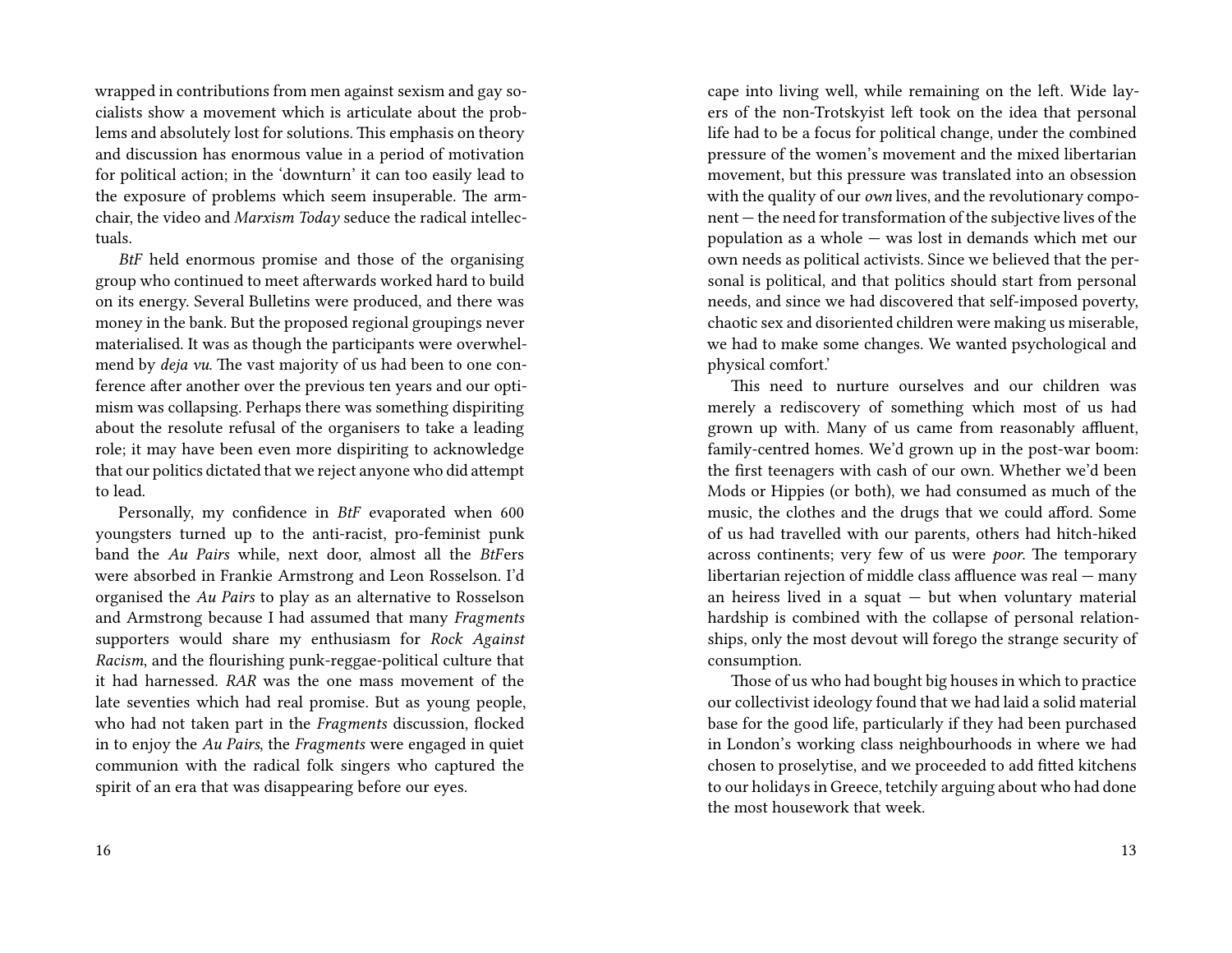wrapped in contributions from men against sexism and gay socialists show a movement which is articulate about the problems and absolutely lost for solutions. This emphasis on theory and discussion has enormous value in a period of motivation for political action; in the 'downturn' it can too easily lead to the exposure of problems which seem insuperable. The armchair, the video and *Marxism Today* seduce the radical intellectuals.

*BtF* held enormous promise and those of the organising group who continued to meet afterwards worked hard to build on its energy. Several Bulletins were produced, and there was money in the bank. But the proposed regional groupings never materialised. It was as though the participants were overwhelmend by *deja vu*. The vast majority of us had been to one conference after another over the previous ten years and our optimism was collapsing. Perhaps there was something dispiriting about the resolute refusal of the organisers to take a leading role; it may have been even more dispiriting to acknowledge that our politics dictated that we reject anyone who did attempt to lead.

Personally, my confidence in *BtF* evaporated when 600 youngsters turned up to the anti-racist, pro-feminist punk band the *Au Pairs* while, next door, almost all the *BtF*ers were absorbed in Frankie Armstrong and Leon Rosselson. I'd organised the *Au Pairs* to play as an alternative to Rosselson and Armstrong because I had assumed that many *Fragments* supporters would share my enthusiasm for *Rock Against Racism*, and the flourishing punk-reggae-political culture that it had harnessed. *RAR* was the one mass movement of the late seventies which had real promise. But as young people, who had not taken part in the *Fragments* discussion, flocked in to enjoy the *Au Pairs*, the *Fragments* were engaged in quiet communion with the radical folk singers who captured the spirit of an era that was disappearing before our eyes.

cape into living well, while remaining on the left. Wide layers of the non-Trotskyist left took on the idea that personal life had to be a focus for political change, under the combined pressure of the women's movement and the mixed libertarian movement, but this pressure was translated into an obsession with the quality of our *own* lives, and the revolutionary component — the need for transformation of the subjective lives of the population as a whole — was lost in demands which met our own needs as political activists. Since we believed that the personal is political, and that politics should start from personal needs, and since we had discovered that self-imposed poverty, chaotic sex and disoriented children were making us miserable, we had to make some changes. We wanted psychological and physical comfort.'

This need to nurture ourselves and our children was merely a rediscovery of something which most of us had grown up with. Many of us came from reasonably affluent, family-centred homes. We'd grown up in the post-war boom: the first teenagers with cash of our own. Whether we'd been Mods or Hippies (or both), we had consumed as much of the music, the clothes and the drugs that we could afford. Some of us had travelled with our parents, others had hitch-hiked across continents; very few of us were *poor*. The temporary libertarian rejection of middle class affluence was real — many an heiress lived in a squat — but when voluntary material hardship is combined with the collapse of personal relationships, only the most devout will forego the strange security of consumption.

Those of us who had bought big houses in which to practice our collectivist ideology found that we had laid a solid material base for the good life, particularly if they had been purchased in London's working class neighbourhoods in where we had chosen to proselytise, and we proceeded to add fitted kitchens to our holidays in Greece, tetchily arguing about who had done the most housework that week.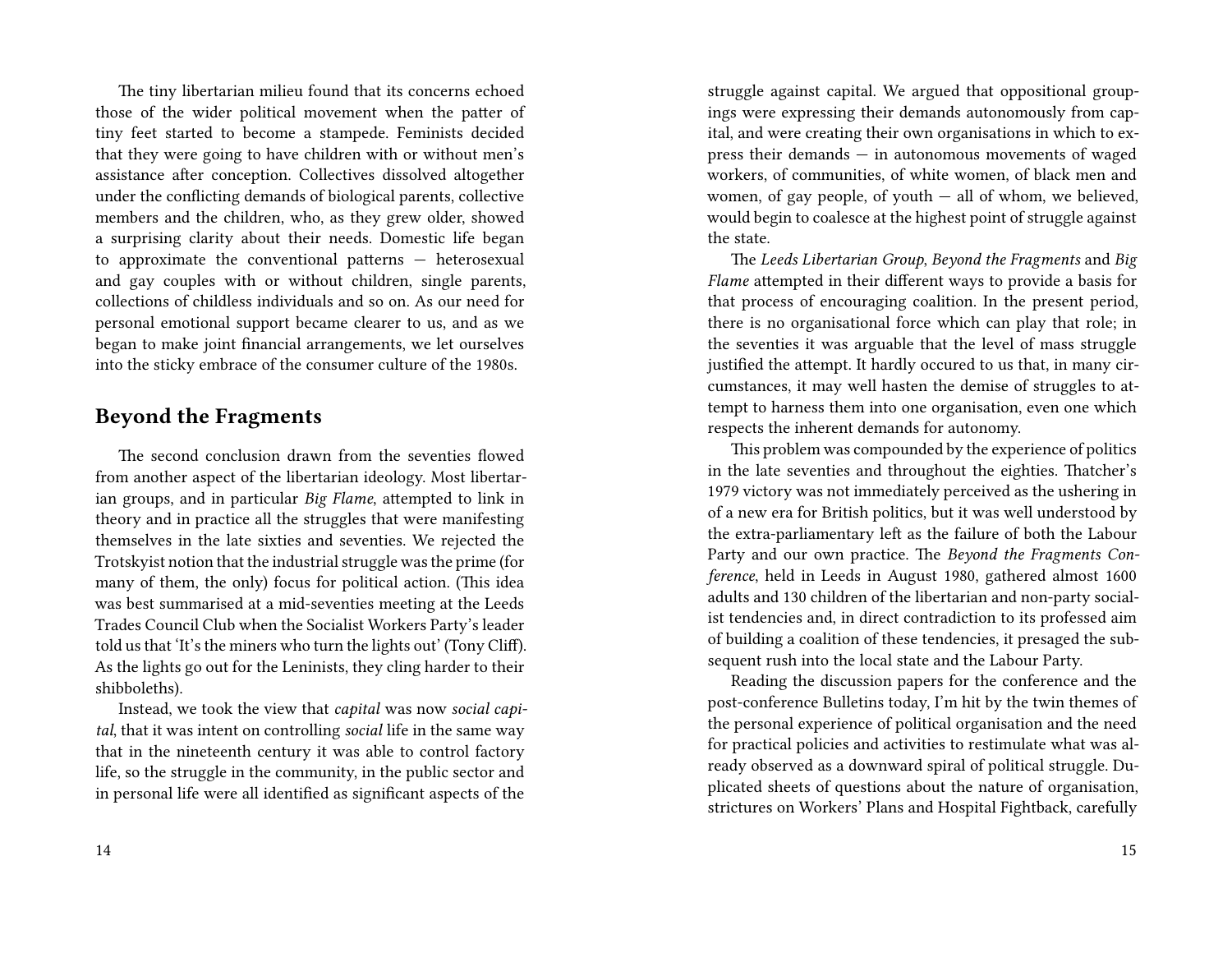The tiny libertarian milieu found that its concerns echoed those of the wider political movement when the patter of tiny feet started to become a stampede. Feminists decided that they were going to have children with or without men's assistance after conception. Collectives dissolved altogether under the conflicting demands of biological parents, collective members and the children, who, as they grew older, showed a surprising clarity about their needs. Domestic life began to approximate the conventional patterns — heterosexual and gay couples with or without children, single parents, collections of childless individuals and so on. As our need for personal emotional support became clearer to us, and as we began to make joint financial arrangements, we let ourselves into the sticky embrace of the consumer culture of the 1980s.

## Beyond the Fragments

The second conclusion drawn from the seventies flowed from another aspect of the libertarian ideology. Most libertarian groups, and in particular *Big Flame*, attempted to link in theory and in practice all the struggles that were manifesting themselves in the late sixties and seventies. We rejected the Trotskyist notion that the industrial struggle was the prime (for many of them, the only) focus for political action. (This idea was best summarised at a mid-seventies meeting at the Leeds Trades Council Club when the Socialist Workers Party's leader told us that 'It's the miners who turn the lights out' (Tony Cliff). As the lights go out for the Leninists, they cling harder to their shibboleths).

Instead, we took the view that *capital* was now *social capital*, that it was intent on controlling *social* life in the same way that in the nineteenth century it was able to control factory life, so the struggle in the community, in the public sector and in personal life were all identified as significant aspects of the struggle against capital. We argued that oppositional groupings were expressing their demands autonomously from capital, and were creating their own organisations in which to express their demands — in autonomous movements of waged workers, of communities, of white women, of black men and women, of gay people, of youth — all of whom, we believed, would begin to coalesce at the highest point of struggle against the state.

The *Leeds Libertarian Group*, *Beyond the Fragments* and *Big Flame* attempted in their different ways to provide a basis for that process of encouraging coalition. In the present period, there is no organisational force which can play that role; in the seventies it was arguable that the level of mass struggle justified the attempt. It hardly occured to us that, in many circumstances, it may well hasten the demise of struggles to attempt to harness them into one organisation, even one which respects the inherent demands for autonomy.

This problem was compounded by the experience of politics in the late seventies and throughout the eighties. Thatcher's 1979 victory was not immediately perceived as the ushering in of a new era for British politics, but it was well understood by the extra-parliamentary left as the failure of both the Labour Party and our own practice. The *Beyond the Fragments Conference*, held in Leeds in August 1980, gathered almost 1600 adults and 130 children of the libertarian and non-party socialist tendencies and, in direct contradiction to its professed aim of building a coalition of these tendencies, it presaged the subsequent rush into the local state and the Labour Party.

Reading the discussion papers for the conference and the post-conference Bulletins today, I'm hit by the twin themes of the personal experience of political organisation and the need for practical policies and activities to restimulate what was already observed as a downward spiral of political struggle. Duplicated sheets of questions about the nature of organisation, strictures on Workers' Plans and Hospital Fightback, carefully